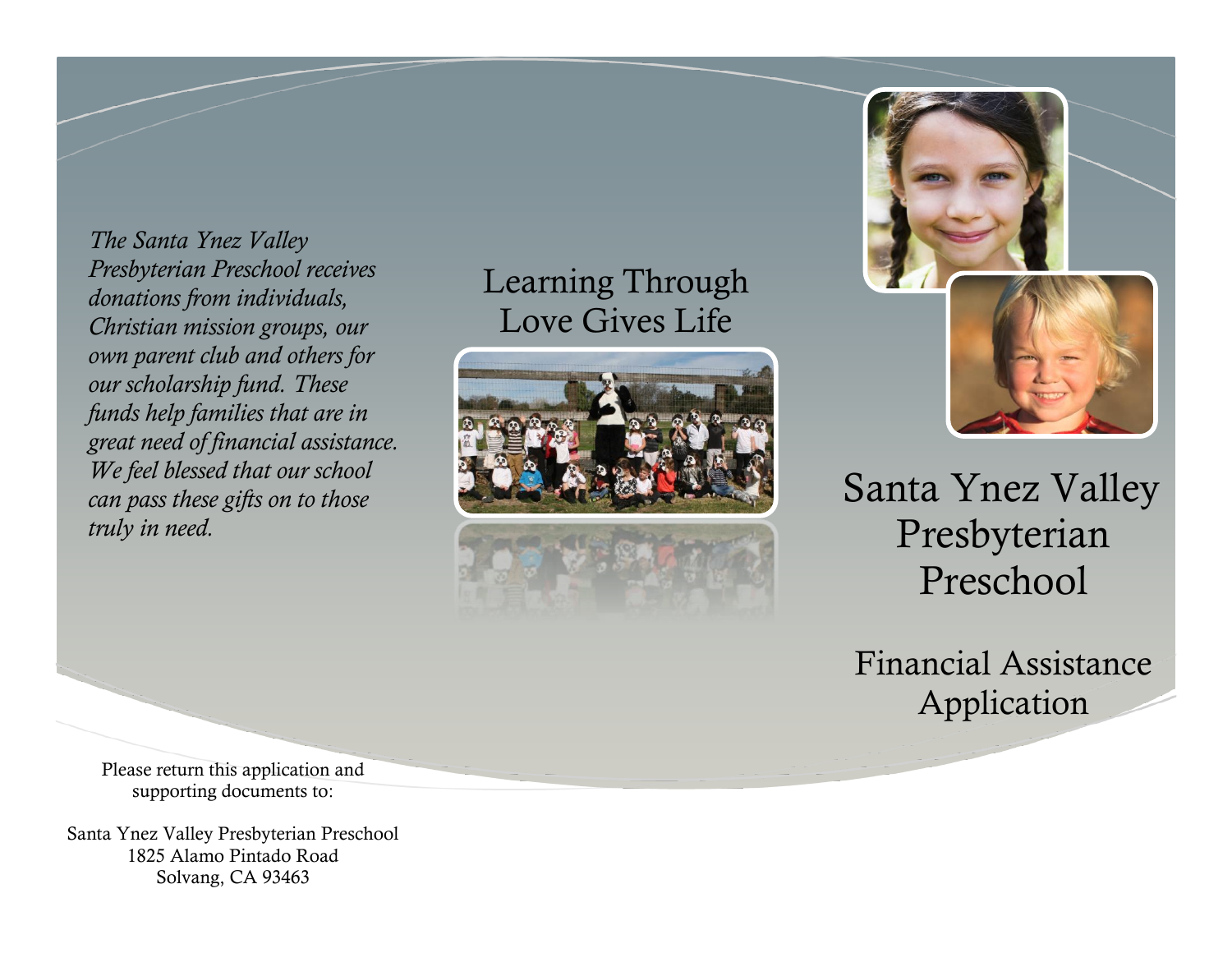# Santa Ynez Valley Presbyterian Preschool

## Financial Assistance Application

## Learning Through Love Gives Life

*The Santa Ynez Valley Presbyterian Preschool receives donations from individuals, Christian mission groups, our own parent club and others for our scholarship fund. These funds help families that are in great need of financial assistance. We feel blessed that our school can pass these gifts on to those truly in need.*

Please return this application and supporting documents to:

Santa Ynez Valley Presbyterian Preschool
1825 Alamo Pintado Road
Solvang, CA 93463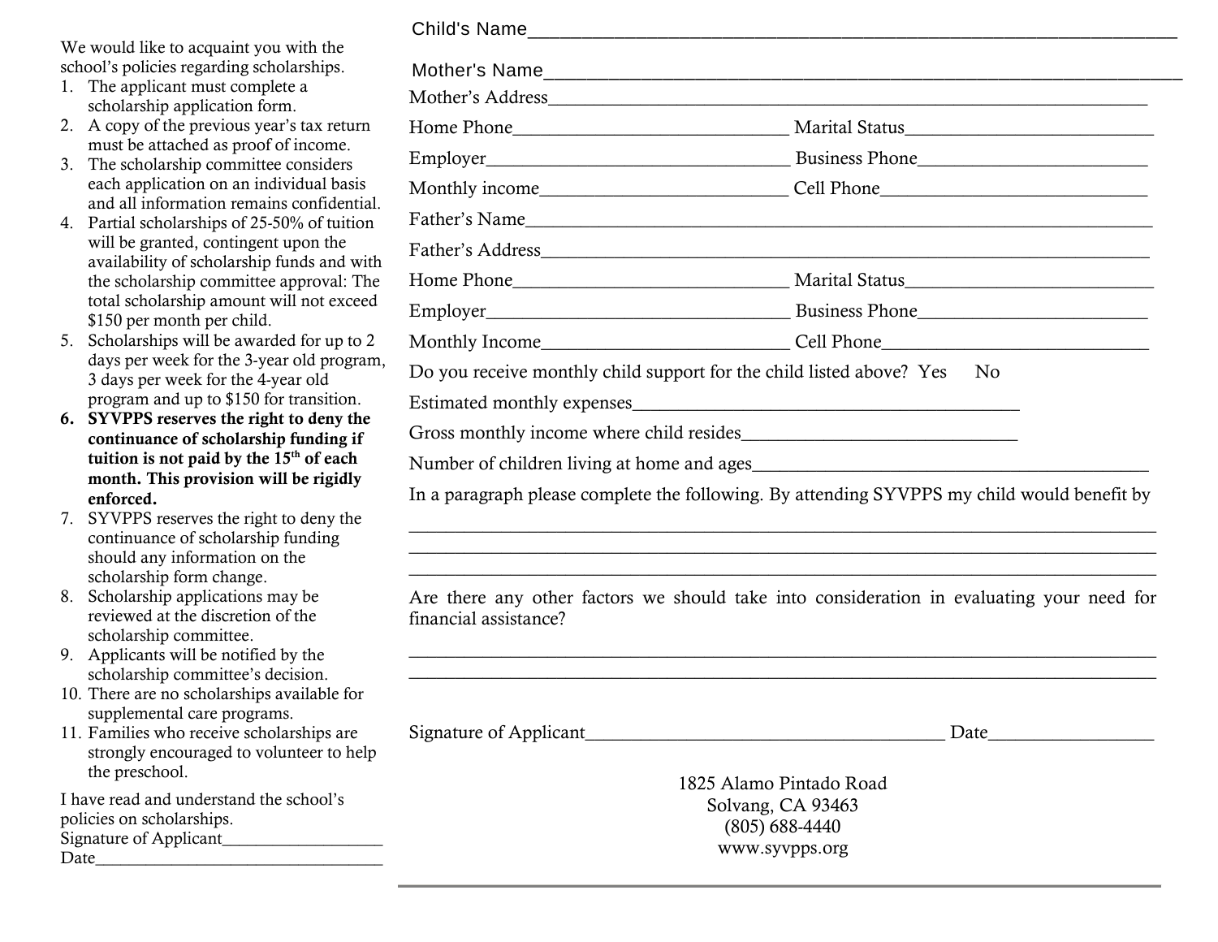We would like to acquaint you with the school's policies regarding scholarships.

1. The applicant must complete a scholarship application form.
2. A copy of the previous year's tax return must be attached as proof of income.
3. The scholarship committee considers each application on an individual basis and all information remains confidential.
4. Partial scholarships of 25-50% of tuition will be granted, contingent upon the availability of scholarship funds and with the scholarship committee approval: The total scholarship amount will not exceed $150 per month per child.
5. Scholarships will be awarded for up to 2 days per week for the 3-year old program, 3 days per week for the 4-year old program and up to $150 for transition.
6. **SYVPPS reserves the right to deny the continuance of scholarship funding if tuition is not paid by the 15th of each month. This provision will be rigidly enforced.**
7. SYVPPS reserves the right to deny the continuance of scholarship funding should any information on the scholarship form change.
8. Scholarship applications may be reviewed at the discretion of the scholarship committee.
9. Applicants will be notified by the scholarship committee's decision.
10. There are no scholarships available for supplemental care programs.
11. Families who receive scholarships are strongly encouraged to volunteer to help the preschool.

I have read and understand the school's policies on scholarships.

Signature of Applicant__________________

Date_________________________________

Child's Name_____________________________________________________________

Mother's Name____________________________________________________________

Mother's Address__________________________________________________________

Home Phone_____________________________ Marital Status__________________________

Employer________________________________ Business Phone________________________

Monthly income__________________________ Cell Phone____________________________

Father's Name______________________________________________________________

Father's Address____________________________________________________________

Home Phone_____________________________ Marital Status__________________________

Employer________________________________ Business Phone________________________

Monthly Income__________________________ Cell Phone____________________________

Do you receive monthly child support for the child listed above? Yes No

Estimated monthly expenses__________________________________________

Gross monthly income where child resides_____________________________

Number of children living at home and ages____________________________________________

In a paragraph please complete the following. By attending SYVPPS my child would benefit by

_________________________________________________________________________________

_________________________________________________________________________________

_________________________________________________________________________________

Are there any other factors we should take into consideration in evaluating your need for financial assistance?

_________________________________________________________________________________

_________________________________________________________________________________

Signature of Applicant_______________________________________ Date_________________

1825 Alamo Pintado Road
Solvang, CA 93463
(805) 688-4440
www.syvpps.org